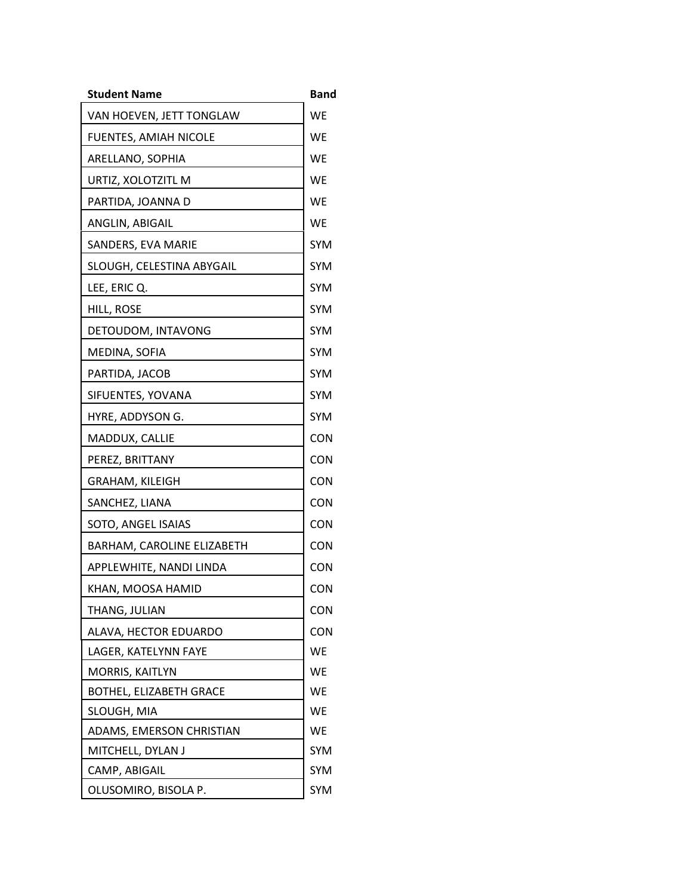| Student Name | Band |
|---|---|
| VAN HOEVEN, JETT TONGLAW | WE |
| FUENTES, AMIAH NICOLE | WE |
| ARELLANO, SOPHIA | WE |
| URTIZ, XOLOTZITL M | WE |
| PARTIDA, JOANNA D | WE |
| ANGLIN, ABIGAIL | WE |
| SANDERS, EVA MARIE | SYM |
| SLOUGH, CELESTINA ABYGAIL | SYM |
| LEE, ERIC Q. | SYM |
| HILL, ROSE | SYM |
| DETOUDOM, INTAVONG | SYM |
| MEDINA, SOFIA | SYM |
| PARTIDA, JACOB | SYM |
| SIFUENTES, YOVANA | SYM |
| HYRE, ADDYSON G. | SYM |
| MADDUX, CALLIE | CON |
| PEREZ, BRITTANY | CON |
| GRAHAM, KILEIGH | CON |
| SANCHEZ, LIANA | CON |
| SOTO, ANGEL ISAIAS | CON |
| BARHAM, CAROLINE ELIZABETH | CON |
| APPLEWHITE, NANDI LINDA | CON |
| KHAN, MOOSA HAMID | CON |
| THANG, JULIAN | CON |
| ALAVA, HECTOR EDUARDO | CON |
| LAGER, KATELYNN FAYE | WE |
| MORRIS, KAITLYN | WE |
| BOTHEL, ELIZABETH GRACE | WE |
| SLOUGH, MIA | WE |
| ADAMS, EMERSON CHRISTIAN | WE |
| MITCHELL, DYLAN J | SYM |
| CAMP, ABIGAIL | SYM |
| OLUSOMIRO, BISOLA P. | SYM |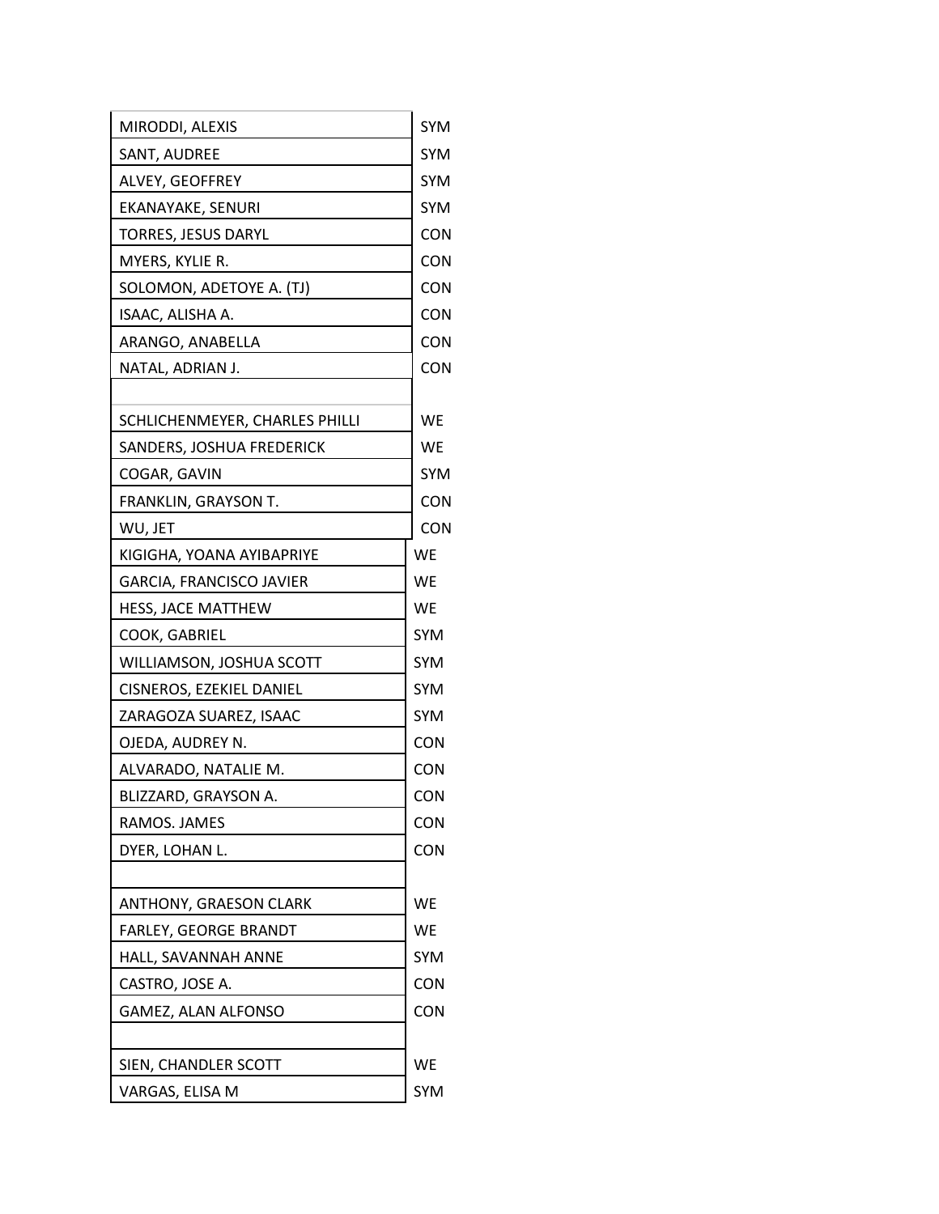| | |
|---|---|
| MIRODDI, ALEXIS | SYM |
| SANT, AUDREE | SYM |
| ALVEY, GEOFFREY | SYM |
| EKANAYAKE, SENURI | SYM |
| TORRES, JESUS DARYL | CON |
| MYERS, KYLIE R. | CON |
| SOLOMON, ADETOYE A. (TJ) | CON |
| ISAAC, ALISHA A. | CON |
| ARANGO, ANABELLA | CON |
| NATAL, ADRIAN J. | CON |
| | |
| SCHLICHENMEYER, CHARLES PHILLI | WE |
| SANDERS, JOSHUA FREDERICK | WE |
| COGAR, GAVIN | SYM |
| FRANKLIN, GRAYSON T. | CON |
| WU, JET | CON |
| KIGIGHA, YOANA AYIBAPRIYE | WE |
| GARCIA, FRANCISCO JAVIER | WE |
| HESS, JACE MATTHEW | WE |
| COOK, GABRIEL | SYM |
| WILLIAMSON, JOSHUA SCOTT | SYM |
| CISNEROS, EZEKIEL DANIEL | SYM |
| ZARAGOZA SUAREZ, ISAAC | SYM |
| OJEDA, AUDREY N. | CON |
| ALVARADO, NATALIE M. | CON |
| BLIZZARD, GRAYSON A. | CON |
| RAMOS. JAMES | CON |
| DYER, LOHAN L. | CON |
| | |
| ANTHONY, GRAESON CLARK | WE |
| FARLEY, GEORGE BRANDT | WE |
| HALL, SAVANNAH ANNE | SYM |
| CASTRO, JOSE A. | CON |
| GAMEZ, ALAN ALFONSO | CON |
| | |
| SIEN, CHANDLER SCOTT | WE |
| VARGAS, ELISA M | SYM |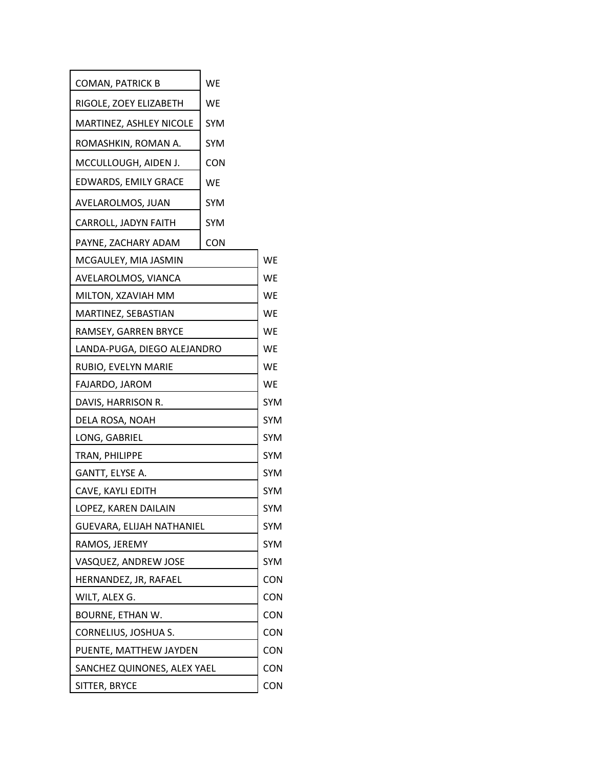| | |
|---|---|
| COMAN, PATRICK B | WE |
| RIGOLE, ZOEY ELIZABETH | WE |
| MARTINEZ, ASHLEY NICOLE | SYM |
| ROMASHKIN, ROMAN A. | SYM |
| MCCULLOUGH, AIDEN J. | CON |
| EDWARDS, EMILY GRACE | WE |
| AVELAROLMOS, JUAN | SYM |
| CARROLL, JADYN FAITH | SYM |
| PAYNE, ZACHARY ADAM | CON |
| MCGAULEY, MIA JASMIN | WE |
| AVELAROLMOS, VIANCA | WE |
| MILTON, XZAVIAH MM | WE |
| MARTINEZ, SEBASTIAN | WE |
| RAMSEY, GARREN BRYCE | WE |
| LANDA-PUGA, DIEGO ALEJANDRO | WE |
| RUBIO, EVELYN MARIE | WE |
| FAJARDO, JAROM | WE |
| DAVIS, HARRISON R. | SYM |
| DELA ROSA, NOAH | SYM |
| LONG, GABRIEL | SYM |
| TRAN, PHILIPPE | SYM |
| GANTT, ELYSE A. | SYM |
| CAVE, KAYLI EDITH | SYM |
| LOPEZ, KAREN DAILAIN | SYM |
| GUEVARA, ELIJAH NATHANIEL | SYM |
| RAMOS, JEREMY | SYM |
| VASQUEZ, ANDREW JOSE | SYM |
| HERNANDEZ, JR, RAFAEL | CON |
| WILT, ALEX G. | CON |
| BOURNE, ETHAN W. | CON |
| CORNELIUS, JOSHUA S. | CON |
| PUENTE, MATTHEW JAYDEN | CON |
| SANCHEZ QUINONES, ALEX YAEL | CON |
| SITTER, BRYCE | CON |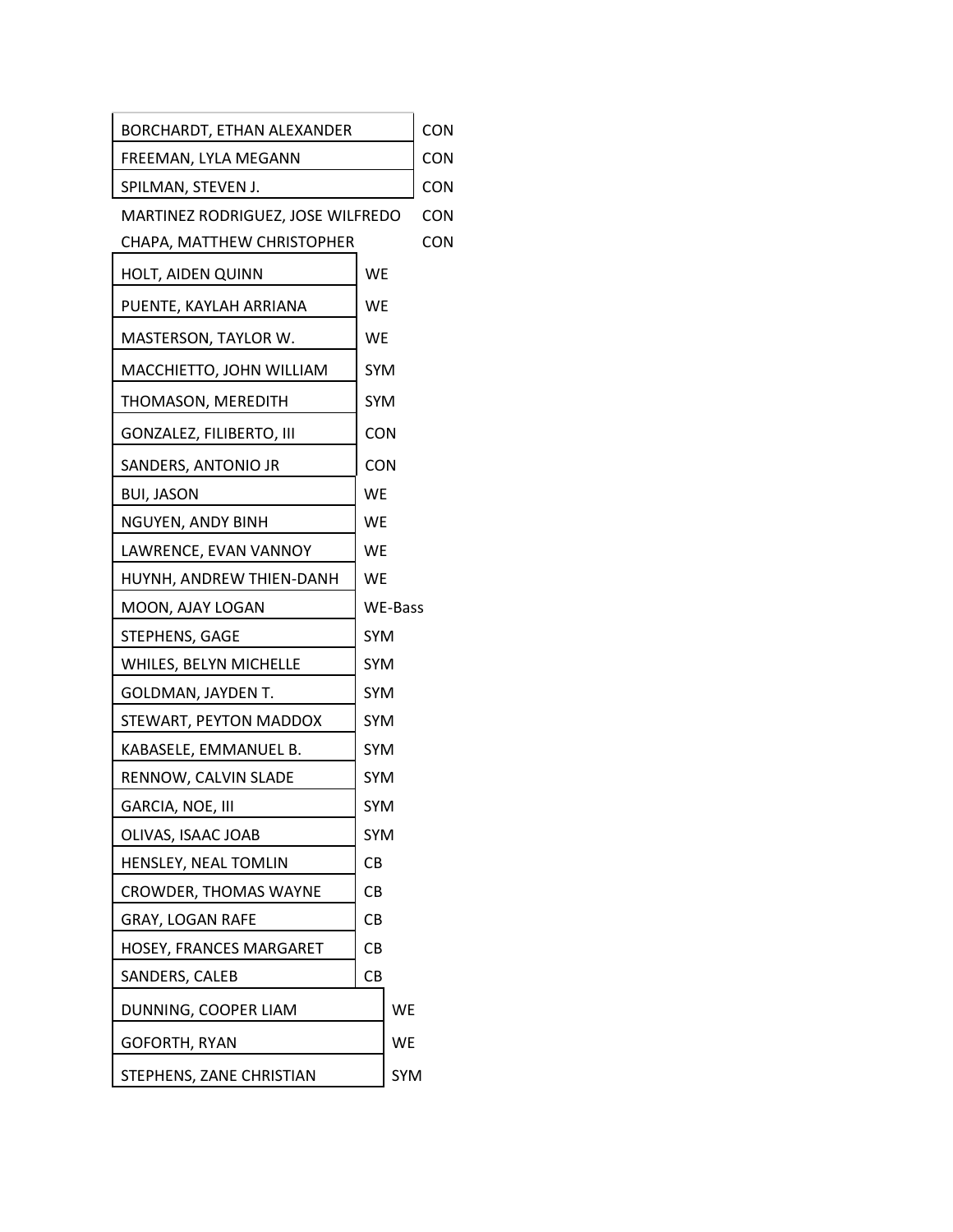| Name | Ensemble |
| --- | --- |
| BORCHARDT, ETHAN ALEXANDER | CON |
| FREEMAN, LYLA MEGANN | CON |
| SPILMAN, STEVEN J. | CON |
| MARTINEZ RODRIGUEZ, JOSE WILFREDO | CON |
| CHAPA, MATTHEW CHRISTOPHER | CON |
| HOLT, AIDEN QUINN | WE |
| PUENTE, KAYLAH ARRIANA | WE |
| MASTERSON, TAYLOR W. | WE |
| MACCHIETTO, JOHN WILLIAM | SYM |
| THOMASON, MEREDITH | SYM |
| GONZALEZ, FILIBERTO, III | CON |
| SANDERS, ANTONIO JR | CON |
| BUI, JASON | WE |
| NGUYEN, ANDY BINH | WE |
| LAWRENCE, EVAN VANNOY | WE |
| HUYNH, ANDREW THIEN-DANH | WE |
| MOON, AJAY LOGAN | WE-Bass |
| STEPHENS, GAGE | SYM |
| WHILES, BELYN MICHELLE | SYM |
| GOLDMAN, JAYDEN T. | SYM |
| STEWART, PEYTON MADDOX | SYM |
| KABASELE, EMMANUEL B. | SYM |
| RENNOW, CALVIN SLADE | SYM |
| GARCIA, NOE, III | SYM |
| OLIVAS, ISAAC JOAB | SYM |
| HENSLEY, NEAL TOMLIN | CB |
| CROWDER, THOMAS WAYNE | CB |
| GRAY, LOGAN RAFE | CB |
| HOSEY, FRANCES MARGARET | CB |
| SANDERS, CALEB | CB |
| DUNNING, COOPER LIAM | WE |
| GOFORTH, RYAN | WE |
| STEPHENS, ZANE CHRISTIAN | SYM |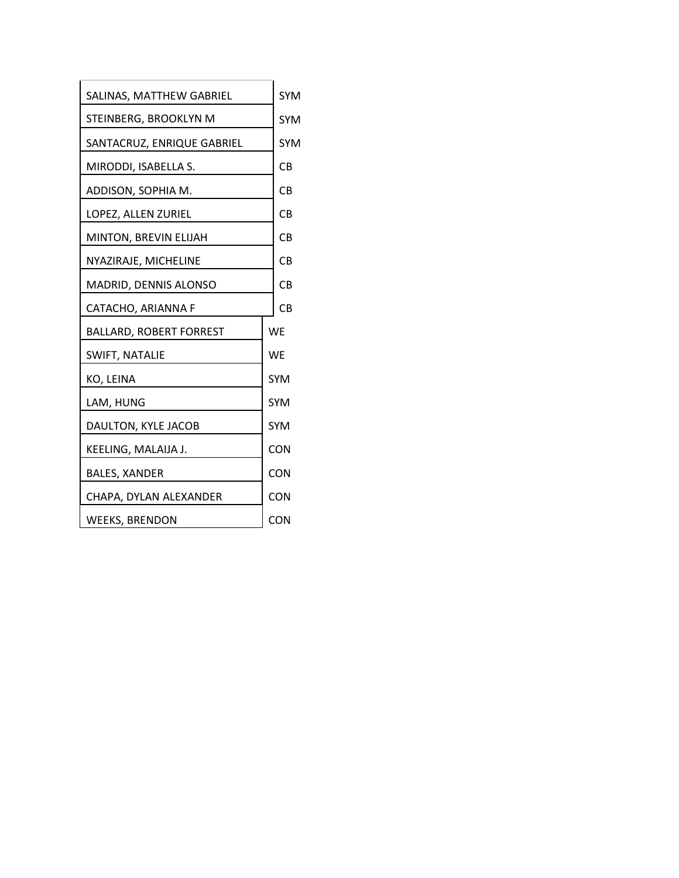| | |
|---|---|
| SALINAS, MATTHEW GABRIEL | SYM |
| STEINBERG, BROOKLYN M | SYM |
| SANTACRUZ, ENRIQUE GABRIEL | SYM |
| MIRODDI, ISABELLA S. | CB |
| ADDISON, SOPHIA M. | CB |
| LOPEZ, ALLEN ZURIEL | CB |
| MINTON, BREVIN ELIJAH | CB |
| NYAZIRAJE, MICHELINE | CB |
| MADRID, DENNIS ALONSO | CB |
| CATACHO, ARIANNA F | CB |
| BALLARD, ROBERT FORREST | WE |
| SWIFT, NATALIE | WE |
| KO, LEINA | SYM |
| LAM, HUNG | SYM |
| DAULTON, KYLE JACOB | SYM |
| KEELING, MALAIJA J. | CON |
| BALES, XANDER | CON |
| CHAPA, DYLAN ALEXANDER | CON |
| WEEKS, BRENDON | CON |